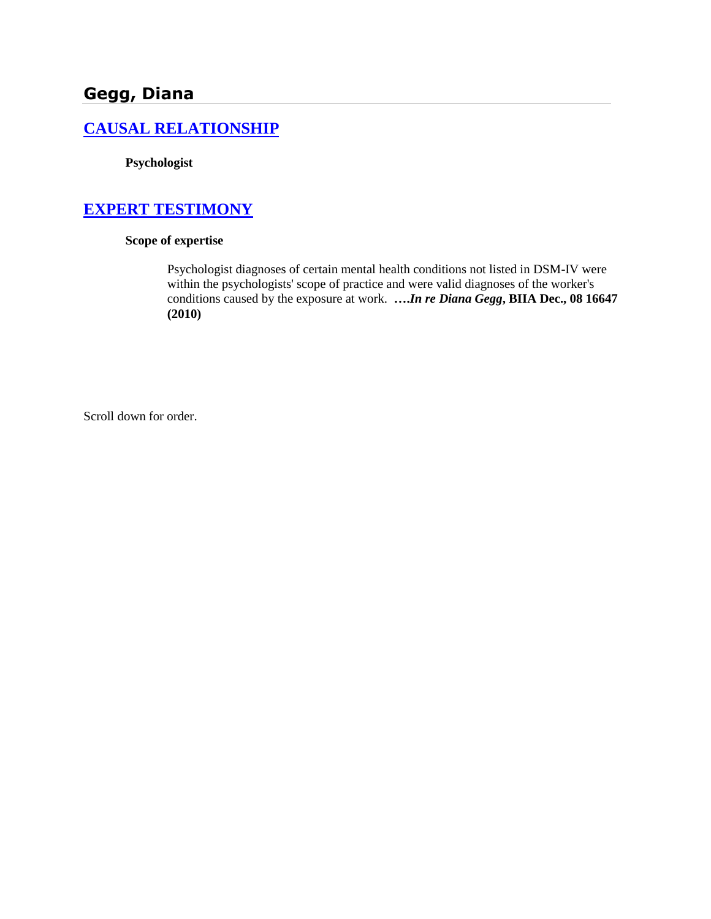## Gegg, Diana

### [CAUSAL RELATIONSHIP]

**Psychologist**

### [EXPERT TESTIMONY]

**Scope of expertise**

Psychologist diagnoses of certain mental health conditions not listed in DSM-IV were within the psychologists' scope of practice and were valid diagnoses of the worker's conditions caused by the exposure at work. ****….In re Diana Gegg*, BIIA Dec., 08 16647 (2010)**

Scroll down for order.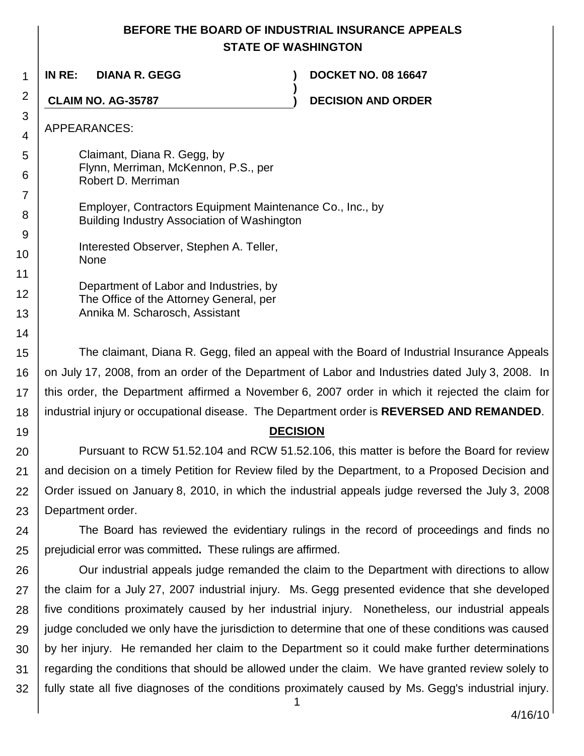# BEFORE THE BOARD OF INDUSTRIAL INSURANCE APPEALS
# STATE OF WASHINGTON

**IN RE: DIANA R. GEGG** ) **DOCKET NO. 08 16647**
)
**CLAIM NO. AG-35787** ) **DECISION AND ORDER**

APPEARANCES:

Claimant, Diana R. Gegg, by
Flynn, Merriman, McKennon, P.S., per
Robert D. Merriman

Employer, Contractors Equipment Maintenance Co., Inc., by
Building Industry Association of Washington

Interested Observer, Stephen A. Teller,
None

Department of Labor and Industries, by
The Office of the Attorney General, per
Annika M. Scharosch, Assistant

The claimant, Diana R. Gegg, filed an appeal with the Board of Industrial Insurance Appeals on July 17, 2008, from an order of the Department of Labor and Industries dated July 3, 2008. In this order, the Department affirmed a November 6, 2007 order in which it rejected the claim for industrial injury or occupational disease. The Department order is **REVERSED AND REMANDED**.

## DECISION

Pursuant to RCW 51.52.104 and RCW 51.52.106, this matter is before the Board for review and decision on a timely Petition for Review filed by the Department, to a Proposed Decision and Order issued on January 8, 2010, in which the industrial appeals judge reversed the July 3, 2008 Department order.

The Board has reviewed the evidentiary rulings in the record of proceedings and finds no prejudicial error was committed**.** These rulings are affirmed.

Our industrial appeals judge remanded the claim to the Department with directions to allow the claim for a July 27, 2007 industrial injury. Ms. Gegg presented evidence that she developed five conditions proximately caused by her industrial injury. Nonetheless, our industrial appeals judge concluded we only have the jurisdiction to determine that one of these conditions was caused by her injury. He remanded her claim to the Department so it could make further determinations regarding the conditions that should be allowed under the claim. We have granted review solely to fully state all five diagnoses of the conditions proximately caused by Ms. Gegg's industrial injury.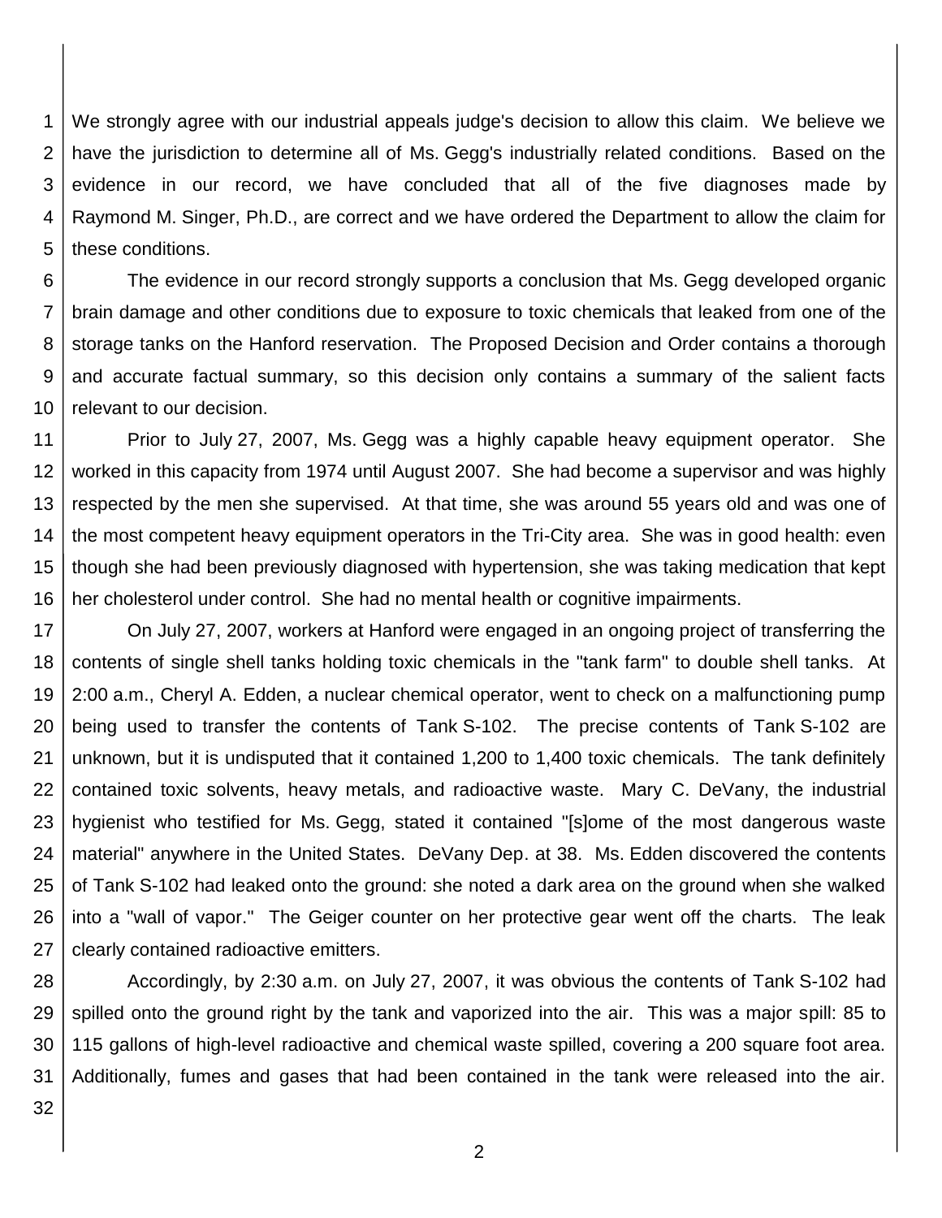We strongly agree with our industrial appeals judge's decision to allow this claim. We believe we have the jurisdiction to determine all of Ms. Gegg's industrially related conditions. Based on the evidence in our record, we have concluded that all of the five diagnoses made by Raymond M. Singer, Ph.D., are correct and we have ordered the Department to allow the claim for these conditions.

The evidence in our record strongly supports a conclusion that Ms. Gegg developed organic brain damage and other conditions due to exposure to toxic chemicals that leaked from one of the storage tanks on the Hanford reservation. The Proposed Decision and Order contains a thorough and accurate factual summary, so this decision only contains a summary of the salient facts relevant to our decision.

Prior to July 27, 2007, Ms. Gegg was a highly capable heavy equipment operator. She worked in this capacity from 1974 until August 2007. She had become a supervisor and was highly respected by the men she supervised. At that time, she was around 55 years old and was one of the most competent heavy equipment operators in the Tri-City area. She was in good health: even though she had been previously diagnosed with hypertension, she was taking medication that kept her cholesterol under control. She had no mental health or cognitive impairments.

On July 27, 2007, workers at Hanford were engaged in an ongoing project of transferring the contents of single shell tanks holding toxic chemicals in the "tank farm" to double shell tanks. At 2:00 a.m., Cheryl A. Edden, a nuclear chemical operator, went to check on a malfunctioning pump being used to transfer the contents of Tank S-102. The precise contents of Tank S-102 are unknown, but it is undisputed that it contained 1,200 to 1,400 toxic chemicals. The tank definitely contained toxic solvents, heavy metals, and radioactive waste. Mary C. DeVany, the industrial hygienist who testified for Ms. Gegg, stated it contained "[s]ome of the most dangerous waste material" anywhere in the United States. DeVany Dep. at 38. Ms. Edden discovered the contents of Tank S-102 had leaked onto the ground: she noted a dark area on the ground when she walked into a "wall of vapor." The Geiger counter on her protective gear went off the charts. The leak clearly contained radioactive emitters.

Accordingly, by 2:30 a.m. on July 27, 2007, it was obvious the contents of Tank S-102 had spilled onto the ground right by the tank and vaporized into the air. This was a major spill: 85 to 115 gallons of high-level radioactive and chemical waste spilled, covering a 200 square foot area. Additionally, fumes and gases that had been contained in the tank were released into the air.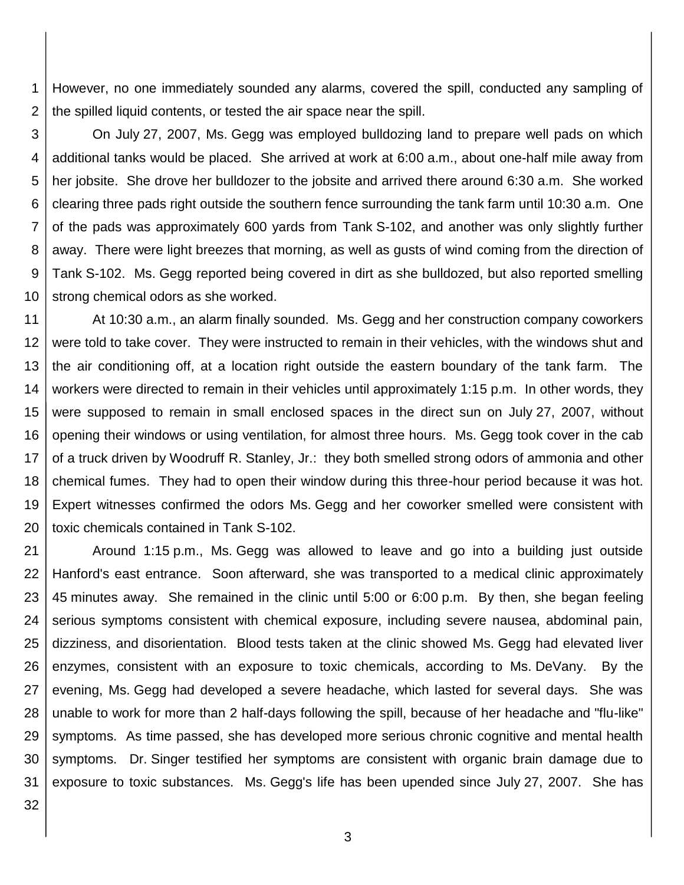However, no one immediately sounded any alarms, covered the spill, conducted any sampling of the spilled liquid contents, or tested the air space near the spill.

On July 27, 2007, Ms. Gegg was employed bulldozing land to prepare well pads on which additional tanks would be placed. She arrived at work at 6:00 a.m., about one-half mile away from her jobsite. She drove her bulldozer to the jobsite and arrived there around 6:30 a.m. She worked clearing three pads right outside the southern fence surrounding the tank farm until 10:30 a.m. One of the pads was approximately 600 yards from Tank S-102, and another was only slightly further away. There were light breezes that morning, as well as gusts of wind coming from the direction of Tank S-102. Ms. Gegg reported being covered in dirt as she bulldozed, but also reported smelling strong chemical odors as she worked.

At 10:30 a.m., an alarm finally sounded. Ms. Gegg and her construction company coworkers were told to take cover. They were instructed to remain in their vehicles, with the windows shut and the air conditioning off, at a location right outside the eastern boundary of the tank farm. The workers were directed to remain in their vehicles until approximately 1:15 p.m. In other words, they were supposed to remain in small enclosed spaces in the direct sun on July 27, 2007, without opening their windows or using ventilation, for almost three hours. Ms. Gegg took cover in the cab of a truck driven by Woodruff R. Stanley, Jr.: they both smelled strong odors of ammonia and other chemical fumes. They had to open their window during this three-hour period because it was hot. Expert witnesses confirmed the odors Ms. Gegg and her coworker smelled were consistent with toxic chemicals contained in Tank S-102.

Around 1:15 p.m., Ms. Gegg was allowed to leave and go into a building just outside Hanford's east entrance. Soon afterward, she was transported to a medical clinic approximately 45 minutes away. She remained in the clinic until 5:00 or 6:00 p.m. By then, she began feeling serious symptoms consistent with chemical exposure, including severe nausea, abdominal pain, dizziness, and disorientation. Blood tests taken at the clinic showed Ms. Gegg had elevated liver enzymes, consistent with an exposure to toxic chemicals, according to Ms. DeVany. By the evening, Ms. Gegg had developed a severe headache, which lasted for several days. She was unable to work for more than 2 half-days following the spill, because of her headache and "flu-like" symptoms. As time passed, she has developed more serious chronic cognitive and mental health symptoms. Dr. Singer testified her symptoms are consistent with organic brain damage due to exposure to toxic substances. Ms. Gegg's life has been upended since July 27, 2007. She has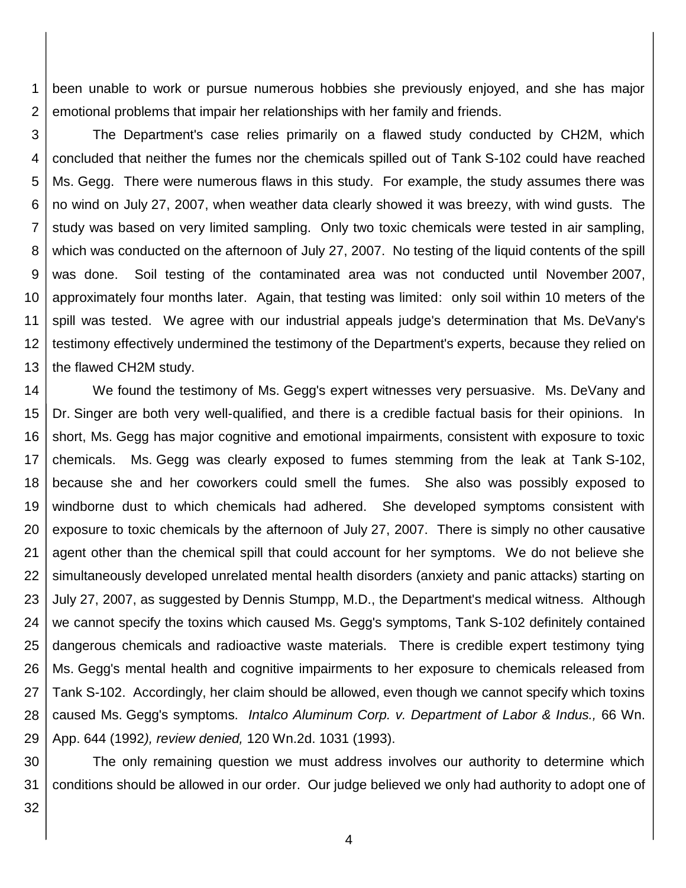been unable to work or pursue numerous hobbies she previously enjoyed, and she has major emotional problems that impair her relationships with her family and friends.

The Department's case relies primarily on a flawed study conducted by CH2M, which concluded that neither the fumes nor the chemicals spilled out of Tank S-102 could have reached Ms. Gegg. There were numerous flaws in this study. For example, the study assumes there was no wind on July 27, 2007, when weather data clearly showed it was breezy, with wind gusts. The study was based on very limited sampling. Only two toxic chemicals were tested in air sampling, which was conducted on the afternoon of July 27, 2007. No testing of the liquid contents of the spill was done. Soil testing of the contaminated area was not conducted until November 2007, approximately four months later. Again, that testing was limited: only soil within 10 meters of the spill was tested. We agree with our industrial appeals judge's determination that Ms. DeVany's testimony effectively undermined the testimony of the Department's experts, because they relied on the flawed CH2M study.

We found the testimony of Ms. Gegg's expert witnesses very persuasive. Ms. DeVany and Dr. Singer are both very well-qualified, and there is a credible factual basis for their opinions. In short, Ms. Gegg has major cognitive and emotional impairments, consistent with exposure to toxic chemicals. Ms. Gegg was clearly exposed to fumes stemming from the leak at Tank S-102, because she and her coworkers could smell the fumes. She also was possibly exposed to windborne dust to which chemicals had adhered. She developed symptoms consistent with exposure to toxic chemicals by the afternoon of July 27, 2007. There is simply no other causative agent other than the chemical spill that could account for her symptoms. We do not believe she simultaneously developed unrelated mental health disorders (anxiety and panic attacks) starting on July 27, 2007, as suggested by Dennis Stumpp, M.D., the Department's medical witness. Although we cannot specify the toxins which caused Ms. Gegg's symptoms, Tank S-102 definitely contained dangerous chemicals and radioactive waste materials. There is credible expert testimony tying Ms. Gegg's mental health and cognitive impairments to her exposure to chemicals released from Tank S-102. Accordingly, her claim should be allowed, even though we cannot specify which toxins caused Ms. Gegg's symptoms. *Intalco Aluminum Corp. v. Department of Labor & Indus.,* 66 Wn. App. 644 (1992*), review denied,* 120 Wn.2d. 1031 (1993).

The only remaining question we must address involves our authority to determine which conditions should be allowed in our order. Our judge believed we only had authority to adopt one of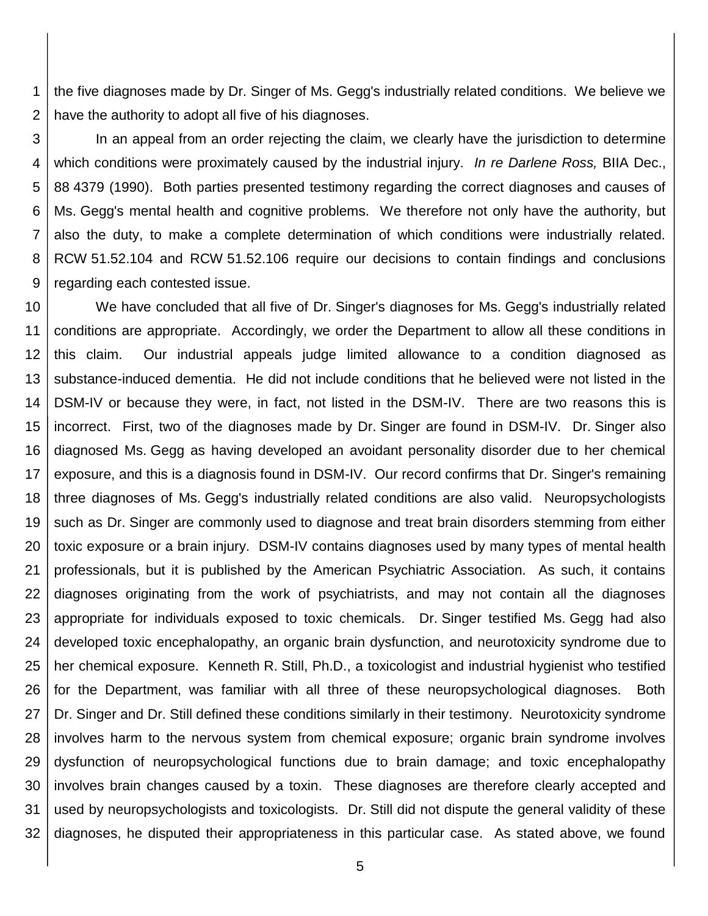the five diagnoses made by Dr. Singer of Ms. Gegg's industrially related conditions. We believe we have the authority to adopt all five of his diagnoses.

In an appeal from an order rejecting the claim, we clearly have the jurisdiction to determine which conditions were proximately caused by the industrial injury. *In re Darlene Ross,* BIIA Dec., 88 4379 (1990). Both parties presented testimony regarding the correct diagnoses and causes of Ms. Gegg's mental health and cognitive problems. We therefore not only have the authority, but also the duty, to make a complete determination of which conditions were industrially related. RCW 51.52.104 and RCW 51.52.106 require our decisions to contain findings and conclusions regarding each contested issue.

We have concluded that all five of Dr. Singer's diagnoses for Ms. Gegg's industrially related conditions are appropriate. Accordingly, we order the Department to allow all these conditions in this claim. Our industrial appeals judge limited allowance to a condition diagnosed as substance-induced dementia. He did not include conditions that he believed were not listed in the DSM-IV or because they were, in fact, not listed in the DSM-IV. There are two reasons this is incorrect. First, two of the diagnoses made by Dr. Singer are found in DSM-IV. Dr. Singer also diagnosed Ms. Gegg as having developed an avoidant personality disorder due to her chemical exposure, and this is a diagnosis found in DSM-IV. Our record confirms that Dr. Singer's remaining three diagnoses of Ms. Gegg's industrially related conditions are also valid. Neuropsychologists such as Dr. Singer are commonly used to diagnose and treat brain disorders stemming from either toxic exposure or a brain injury. DSM-IV contains diagnoses used by many types of mental health professionals, but it is published by the American Psychiatric Association. As such, it contains diagnoses originating from the work of psychiatrists, and may not contain all the diagnoses appropriate for individuals exposed to toxic chemicals. Dr. Singer testified Ms. Gegg had also developed toxic encephalopathy, an organic brain dysfunction, and neurotoxicity syndrome due to her chemical exposure. Kenneth R. Still, Ph.D., a toxicologist and industrial hygienist who testified for the Department, was familiar with all three of these neuropsychological diagnoses. Both Dr. Singer and Dr. Still defined these conditions similarly in their testimony. Neurotoxicity syndrome involves harm to the nervous system from chemical exposure; organic brain syndrome involves dysfunction of neuropsychological functions due to brain damage; and toxic encephalopathy involves brain changes caused by a toxin. These diagnoses are therefore clearly accepted and used by neuropsychologists and toxicologists. Dr. Still did not dispute the general validity of these diagnoses, he disputed their appropriateness in this particular case. As stated above, we found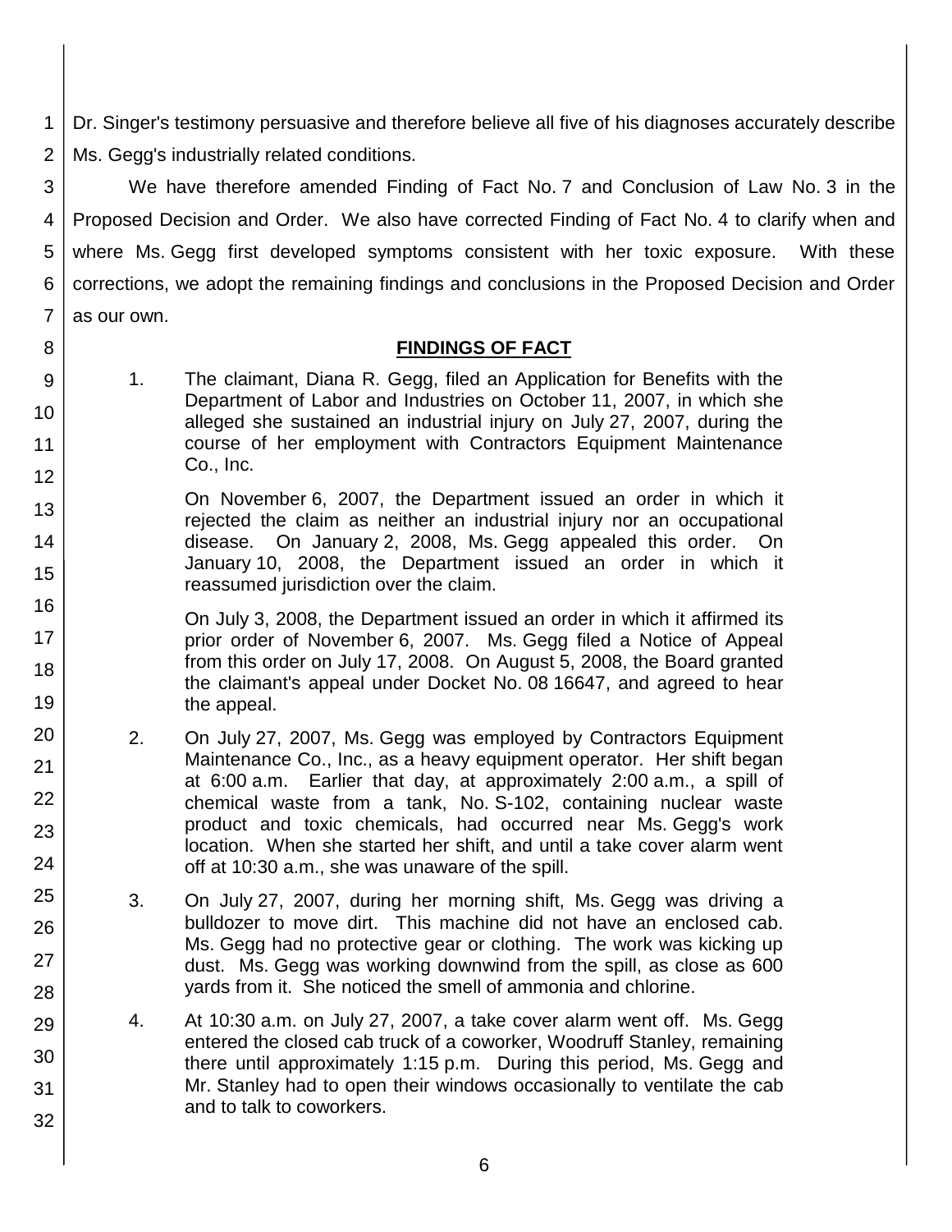Dr. Singer's testimony persuasive and therefore believe all five of his diagnoses accurately describe Ms. Gegg's industrially related conditions.

We have therefore amended Finding of Fact No. 7 and Conclusion of Law No. 3 in the Proposed Decision and Order. We also have corrected Finding of Fact No. 4 to clarify when and where Ms. Gegg first developed symptoms consistent with her toxic exposure. With these corrections, we adopt the remaining findings and conclusions in the Proposed Decision and Order as our own.

## FINDINGS OF FACT

1. The claimant, Diana R. Gegg, filed an Application for Benefits with the Department of Labor and Industries on October 11, 2007, in which she alleged she sustained an industrial injury on July 27, 2007, during the course of her employment with Contractors Equipment Maintenance Co., Inc.

   On November 6, 2007, the Department issued an order in which it rejected the claim as neither an industrial injury nor an occupational disease. On January 2, 2008, Ms. Gegg appealed this order. On January 10, 2008, the Department issued an order in which it reassumed jurisdiction over the claim.

   On July 3, 2008, the Department issued an order in which it affirmed its prior order of November 6, 2007. Ms. Gegg filed a Notice of Appeal from this order on July 17, 2008. On August 5, 2008, the Board granted the claimant's appeal under Docket No. 08 16647, and agreed to hear the appeal.

2. On July 27, 2007, Ms. Gegg was employed by Contractors Equipment Maintenance Co., Inc., as a heavy equipment operator. Her shift began at 6:00 a.m. Earlier that day, at approximately 2:00 a.m., a spill of chemical waste from a tank, No. S-102, containing nuclear waste product and toxic chemicals, had occurred near Ms. Gegg's work location. When she started her shift, and until a take cover alarm went off at 10:30 a.m., she was unaware of the spill.

3. On July 27, 2007, during her morning shift, Ms. Gegg was driving a bulldozer to move dirt. This machine did not have an enclosed cab. Ms. Gegg had no protective gear or clothing. The work was kicking up dust. Ms. Gegg was working downwind from the spill, as close as 600 yards from it. She noticed the smell of ammonia and chlorine.

4. At 10:30 a.m. on July 27, 2007, a take cover alarm went off. Ms. Gegg entered the closed cab truck of a coworker, Woodruff Stanley, remaining there until approximately 1:15 p.m. During this period, Ms. Gegg and Mr. Stanley had to open their windows occasionally to ventilate the cab and to talk to coworkers.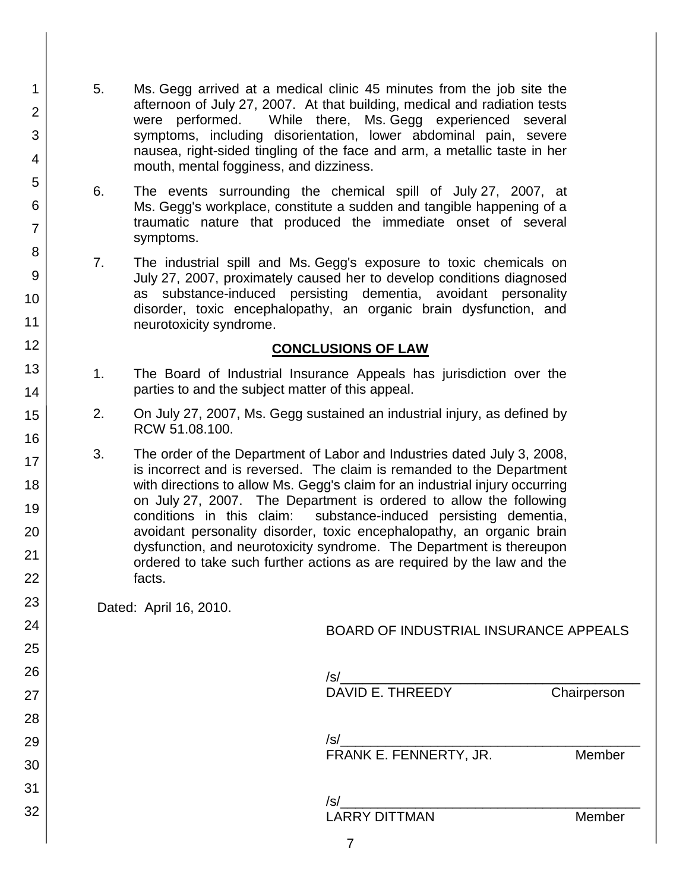5. Ms. Gegg arrived at a medical clinic 45 minutes from the job site the afternoon of July 27, 2007. At that building, medical and radiation tests were performed. While there, Ms. Gegg experienced several symptoms, including disorientation, lower abdominal pain, severe nausea, right-sided tingling of the face and arm, a metallic taste in her mouth, mental fogginess, and dizziness.

6. The events surrounding the chemical spill of July 27, 2007, at Ms. Gegg's workplace, constitute a sudden and tangible happening of a traumatic nature that produced the immediate onset of several symptoms.

7. The industrial spill and Ms. Gegg's exposure to toxic chemicals on July 27, 2007, proximately caused her to develop conditions diagnosed as substance-induced persisting dementia, avoidant personality disorder, toxic encephalopathy, an organic brain dysfunction, and neurotoxicity syndrome.

## CONCLUSIONS OF LAW

1. The Board of Industrial Insurance Appeals has jurisdiction over the parties to and the subject matter of this appeal.

2. On July 27, 2007, Ms. Gegg sustained an industrial injury, as defined by RCW 51.08.100.

3. The order of the Department of Labor and Industries dated July 3, 2008, is incorrect and is reversed. The claim is remanded to the Department with directions to allow Ms. Gegg's claim for an industrial injury occurring on July 27, 2007. The Department is ordered to allow the following conditions in this claim: substance-induced persisting dementia, avoidant personality disorder, toxic encephalopathy, an organic brain dysfunction, and neurotoxicity syndrome. The Department is thereupon ordered to take such further actions as are required by the law and the facts.

Dated: April 16, 2010.

BOARD OF INDUSTRIAL INSURANCE APPEALS

/s/
DAVID E. THREEDY Chairperson

/s/
FRANK E. FENNERTY, JR. Member

/s/
LARRY DITTMAN Member